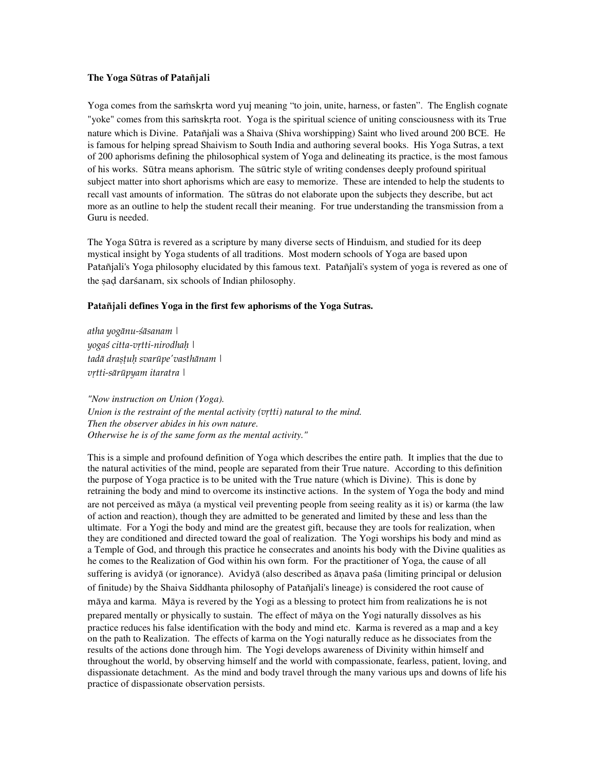**The Yoga Sūtras of Patañjali**

Yoga comes from the saṁskṛta word yuj meaning "to join, unite, harness, or fasten". The English cognate "yoke" comes from this saṁskṛta root. Yoga is the spiritual science of uniting consciousness with its True nature which is Divine. Patañjali was a Shaiva (Shiva worshipping) Saint who lived around 200 BCE. He is famous for helping spread Shaivism to South India and authoring several books. His Yoga Sutras, a text of 200 aphorisms defining the philosophical system of Yoga and delineating its practice, is the most famous of his works. Sūtra means aphorism. The sūtric style of writing condenses deeply profound spiritual subject matter into short aphorisms which are easy to memorize. These are intended to help the students to recall vast amounts of information. The sūtras do not elaborate upon the subjects they describe, but act more as an outline to help the student recall their meaning. For true understanding the transmission from a Guru is needed.

The Yoga Sūtra is revered as a scripture by many diverse sects of Hinduism, and studied for its deep mystical insight by Yoga students of all traditions. Most modern schools of Yoga are based upon Patañjali's Yoga philosophy elucidated by this famous text. Patañjali's system of yoga is revered as one of the ṣaḍ darśanam, six schools of Indian philosophy.

**Patañjali defines Yoga in the first few aphorisms of the Yoga Sutras.**

*atha yogānu-śāsanam |*
*yogaś citta-vṛtti-nirodhaḥ |*
*tadā draṣṭuḥ svarūpe'vasthānam |*
*vṛtti-sārūpyam itaratra |*

*"Now instruction on Union (Yoga).*
*Union is the restraint of the mental activity (vṛtti) natural to the mind.*
*Then the observer abides in his own nature.*
*Otherwise he is of the same form as the mental activity."*

This is a simple and profound definition of Yoga which describes the entire path. It implies that the due to the natural activities of the mind, people are separated from their True nature. According to this definition the purpose of Yoga practice is to be united with the True nature (which is Divine). This is done by retraining the body and mind to overcome its instinctive actions. In the system of Yoga the body and mind are not perceived as māya (a mystical veil preventing people from seeing reality as it is) or karma (the law of action and reaction), though they are admitted to be generated and limited by these and less than the ultimate. For a Yogi the body and mind are the greatest gift, because they are tools for realization, when they are conditioned and directed toward the goal of realization. The Yogi worships his body and mind as a Temple of God, and through this practice he consecrates and anoints his body with the Divine qualities as he comes to the Realization of God within his own form. For the practitioner of Yoga, the cause of all suffering is avidyā (or ignorance). Avidyā (also described as āṇava paśa (limiting principal or delusion of finitude) by the Shaiva Siddhanta philosophy of Patañjali's lineage) is considered the root cause of māya and karma. Māya is revered by the Yogi as a blessing to protect him from realizations he is not prepared mentally or physically to sustain. The effect of māya on the Yogi naturally dissolves as his practice reduces his false identification with the body and mind etc. Karma is revered as a map and a key on the path to Realization. The effects of karma on the Yogi naturally reduce as he dissociates from the results of the actions done through him. The Yogi develops awareness of Divinity within himself and throughout the world, by observing himself and the world with compassionate, fearless, patient, loving, and dispassionate detachment. As the mind and body travel through the many various ups and downs of life his practice of dispassionate observation persists.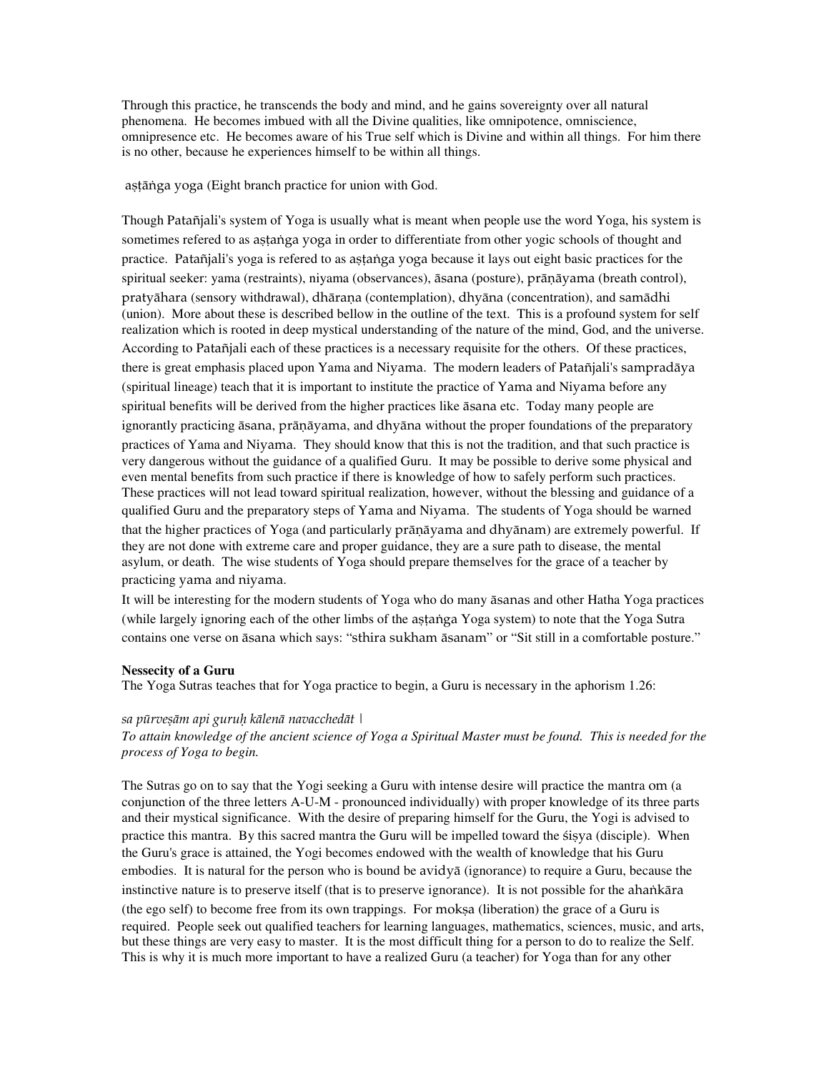Through this practice, he transcends the body and mind, and he gains sovereignty over all natural phenomena. He becomes imbued with all the Divine qualities, like omnipotence, omniscience, omnipresence etc. He becomes aware of his True self which is Divine and within all things. For him there is no other, because he experiences himself to be within all things.

aṣṭāṅga yoga (Eight branch practice for union with God.

Though Patañjali's system of Yoga is usually what is meant when people use the word Yoga, his system is sometimes refered to as aṣṭaṅga yoga in order to differentiate from other yogic schools of thought and practice. Patañjali's yoga is refered to as aṣṭaṅga yoga because it lays out eight basic practices for the spiritual seeker: yama (restraints), niyama (observances), āsana (posture), prāṇāyama (breath control), pratyāhara (sensory withdrawal), dhāraṇa (contemplation), dhyāna (concentration), and samādhi (union). More about these is described bellow in the outline of the text. This is a profound system for self realization which is rooted in deep mystical understanding of the nature of the mind, God, and the universe. According to Patañjali each of these practices is a necessary requisite for the others. Of these practices, there is great emphasis placed upon Yama and Niyama. The modern leaders of Patañjali's sampradāya (spiritual lineage) teach that it is important to institute the practice of Yama and Niyama before any spiritual benefits will be derived from the higher practices like āsana etc. Today many people are ignorantly practicing āsana, prāṇāyama, and dhyāna without the proper foundations of the preparatory practices of Yama and Niyama. They should know that this is not the tradition, and that such practice is very dangerous without the guidance of a qualified Guru. It may be possible to derive some physical and even mental benefits from such practice if there is knowledge of how to safely perform such practices. These practices will not lead toward spiritual realization, however, without the blessing and guidance of a qualified Guru and the preparatory steps of Yama and Niyama. The students of Yoga should be warned that the higher practices of Yoga (and particularly prāṇāyama and dhyānam) are extremely powerful. If they are not done with extreme care and proper guidance, they are a sure path to disease, the mental asylum, or death. The wise students of Yoga should prepare themselves for the grace of a teacher by practicing yama and niyama.

It will be interesting for the modern students of Yoga who do many āsanas and other Hatha Yoga practices (while largely ignoring each of the other limbs of the aṣṭaṅga Yoga system) to note that the Yoga Sutra contains one verse on āsana which says: "sthira sukham āsanam" or "Sit still in a comfortable posture."

**Nessecity of a Guru**

The Yoga Sutras teaches that for Yoga practice to begin, a Guru is necessary in the aphorism 1.26:

*sa pūrveṣām api guruḥ kālenā navacchedāt |*

*To attain knowledge of the ancient science of Yoga a Spiritual Master must be found. This is needed for the process of Yoga to begin.*

The Sutras go on to say that the Yogi seeking a Guru with intense desire will practice the mantra om (a conjunction of the three letters A-U-M - pronounced individually) with proper knowledge of its three parts and their mystical significance. With the desire of preparing himself for the Guru, the Yogi is advised to practice this mantra. By this sacred mantra the Guru will be impelled toward the śiṣya (disciple). When the Guru's grace is attained, the Yogi becomes endowed with the wealth of knowledge that his Guru embodies. It is natural for the person who is bound be avidyā (ignorance) to require a Guru, because the instinctive nature is to preserve itself (that is to preserve ignorance). It is not possible for the ahaṅkāra (the ego self) to become free from its own trappings. For mokṣa (liberation) the grace of a Guru is required. People seek out qualified teachers for learning languages, mathematics, sciences, music, and arts, but these things are very easy to master. It is the most difficult thing for a person to do to realize the Self. This is why it is much more important to have a realized Guru (a teacher) for Yoga than for any other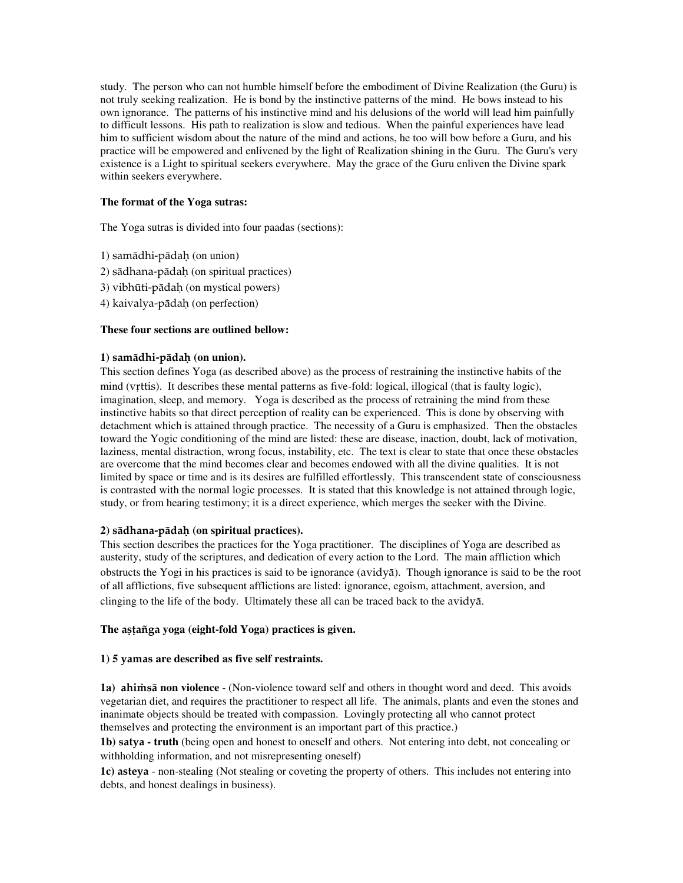study. The person who can not humble himself before the embodiment of Divine Realization (the Guru) is not truly seeking realization. He is bond by the instinctive patterns of the mind. He bows instead to his own ignorance. The patterns of his instinctive mind and his delusions of the world will lead him painfully to difficult lessons. His path to realization is slow and tedious. When the painful experiences have lead him to sufficient wisdom about the nature of the mind and actions, he too will bow before a Guru, and his practice will be empowered and enlivened by the light of Realization shining in the Guru. The Guru's very existence is a Light to spiritual seekers everywhere. May the grace of the Guru enliven the Divine spark within seekers everywhere.

**The format of the Yoga sutras:**

The Yoga sutras is divided into four paadas (sections):

1) samādhi-pādaḥ (on union)
2) sādhana-pādaḥ (on spiritual practices)
3) vibhūti-pādaḥ (on mystical powers)
4) kaivalya-pādaḥ (on perfection)

**These four sections are outlined bellow:**

**1) samādhi-pādaḥ (on union).**

This section defines Yoga (as described above) as the process of restraining the instinctive habits of the mind (vṛttis). It describes these mental patterns as five-fold: logical, illogical (that is faulty logic), imagination, sleep, and memory. Yoga is described as the process of retraining the mind from these instinctive habits so that direct perception of reality can be experienced. This is done by observing with detachment which is attained through practice. The necessity of a Guru is emphasized. Then the obstacles toward the Yogic conditioning of the mind are listed: these are disease, inaction, doubt, lack of motivation, laziness, mental distraction, wrong focus, instability, etc. The text is clear to state that once these obstacles are overcome that the mind becomes clear and becomes endowed with all the divine qualities. It is not limited by space or time and is its desires are fulfilled effortlessly. This transcendent state of consciousness is contrasted with the normal logic processes. It is stated that this knowledge is not attained through logic, study, or from hearing testimony; it is a direct experience, which merges the seeker with the Divine.

**2) sādhana-pādaḥ (on spiritual practices).**

This section describes the practices for the Yoga practitioner. The disciplines of Yoga are described as austerity, study of the scriptures, and dedication of every action to the Lord. The main affliction which obstructs the Yogi in his practices is said to be ignorance (avidyā). Though ignorance is said to be the root of all afflictions, five subsequent afflictions are listed: ignorance, egoism, attachment, aversion, and clinging to the life of the body. Ultimately these all can be traced back to the avidyā.

**The aṣṭañga yoga (eight-fold Yoga) practices is given.**

**1) 5 yamas are described as five self restraints.**

**1a) ahiṁsā non violence** - (Non-violence toward self and others in thought word and deed. This avoids vegetarian diet, and requires the practitioner to respect all life. The animals, plants and even the stones and inanimate objects should be treated with compassion. Lovingly protecting all who cannot protect themselves and protecting the environment is an important part of this practice.)

**1b) satya - truth** (being open and honest to oneself and others. Not entering into debt, not concealing or withholding information, and not misrepresenting oneself)

**1c) asteya** - non-stealing (Not stealing or coveting the property of others. This includes not entering into debts, and honest dealings in business).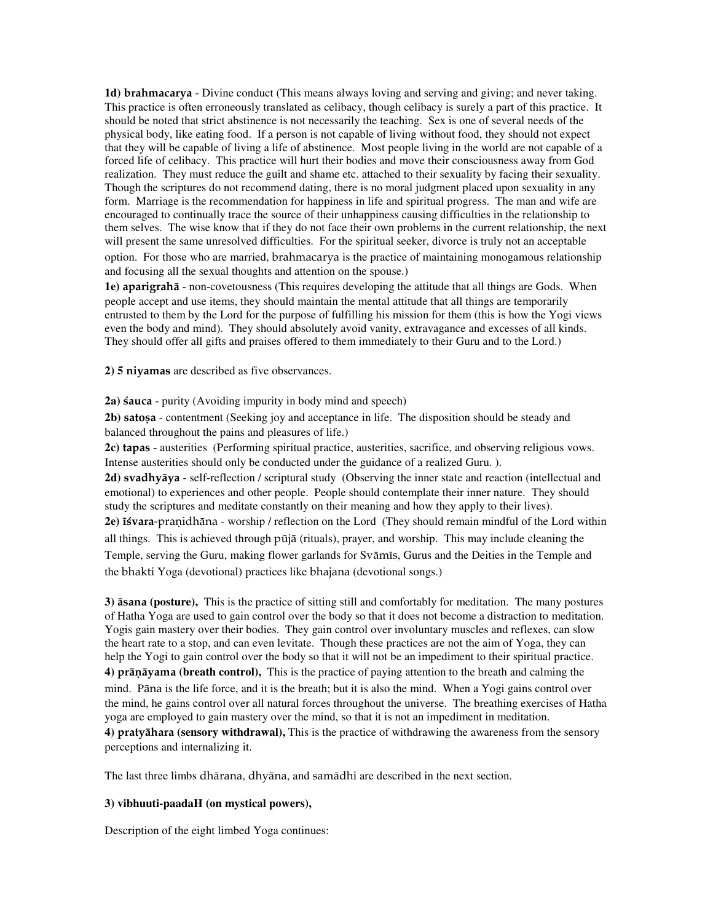**1d) brahmacarya** - Divine conduct (This means always loving and serving and giving; and never taking. This practice is often erroneously translated as celibacy, though celibacy is surely a part of this practice. It should be noted that strict abstinence is not necessarily the teaching. Sex is one of several needs of the physical body, like eating food. If a person is not capable of living without food, they should not expect that they will be capable of living a life of abstinence. Most people living in the world are not capable of a forced life of celibacy. This practice will hurt their bodies and move their consciousness away from God realization. They must reduce the guilt and shame etc. attached to their sexuality by facing their sexuality. Though the scriptures do not recommend dating, there is no moral judgment placed upon sexuality in any form. Marriage is the recommendation for happiness in life and spiritual progress. The man and wife are encouraged to continually trace the source of their unhappiness causing difficulties in the relationship to them selves. The wise know that if they do not face their own problems in the current relationship, the next will present the same unresolved difficulties. For the spiritual seeker, divorce is truly not an acceptable option. For those who are married, brahmacarya is the practice of maintaining monogamous relationship and focusing all the sexual thoughts and attention on the spouse.)

**1e) aparigrahā** - non-covetousness (This requires developing the attitude that all things are Gods. When people accept and use items, they should maintain the mental attitude that all things are temporarily entrusted to them by the Lord for the purpose of fulfilling his mission for them (this is how the Yogi views even the body and mind). They should absolutely avoid vanity, extravagance and excesses of all kinds. They should offer all gifts and praises offered to them immediately to their Guru and to the Lord.)

**2) 5 niyamas** are described as five observances.

**2a) śauca** - purity (Avoiding impurity in body mind and speech)

**2b) satoṣa** - contentment (Seeking joy and acceptance in life. The disposition should be steady and balanced throughout the pains and pleasures of life.)

**2c) tapas** - austerities (Performing spiritual practice, austerities, sacrifice, and observing religious vows. Intense austerities should only be conducted under the guidance of a realized Guru. ).

**2d) svadhyāya** - self-reflection / scriptural study (Observing the inner state and reaction (intellectual and emotional) to experiences and other people. People should contemplate their inner nature. They should study the scriptures and meditate constantly on their meaning and how they apply to their lives).

**2e) īśvara**-praṇidhāna - worship / reflection on the Lord (They should remain mindful of the Lord within all things. This is achieved through pūjā (rituals), prayer, and worship. This may include cleaning the Temple, serving the Guru, making flower garlands for Svāmīs, Gurus and the Deities in the Temple and the bhakti Yoga (devotional) practices like bhajana (devotional songs.)

**3) āsana (posture),** This is the practice of sitting still and comfortably for meditation. The many postures of Hatha Yoga are used to gain control over the body so that it does not become a distraction to meditation. Yogis gain mastery over their bodies. They gain control over involuntary muscles and reflexes, can slow the heart rate to a stop, and can even levitate. Though these practices are not the aim of Yoga, they can help the Yogi to gain control over the body so that it will not be an impediment to their spiritual practice.

**4) prāṇāyama (breath control),** This is the practice of paying attention to the breath and calming the mind. Pāna is the life force, and it is the breath; but it is also the mind. When a Yogi gains control over the mind, he gains control over all natural forces throughout the universe. The breathing exercises of Hatha yoga are employed to gain mastery over the mind, so that it is not an impediment in meditation.

**4) pratyāhara (sensory withdrawal),** This is the practice of withdrawing the awareness from the sensory perceptions and internalizing it.

The last three limbs dhārana, dhyāna, and samādhi are described in the next section.

**3) vibhuuti-paadaH (on mystical powers),**

Description of the eight limbed Yoga continues: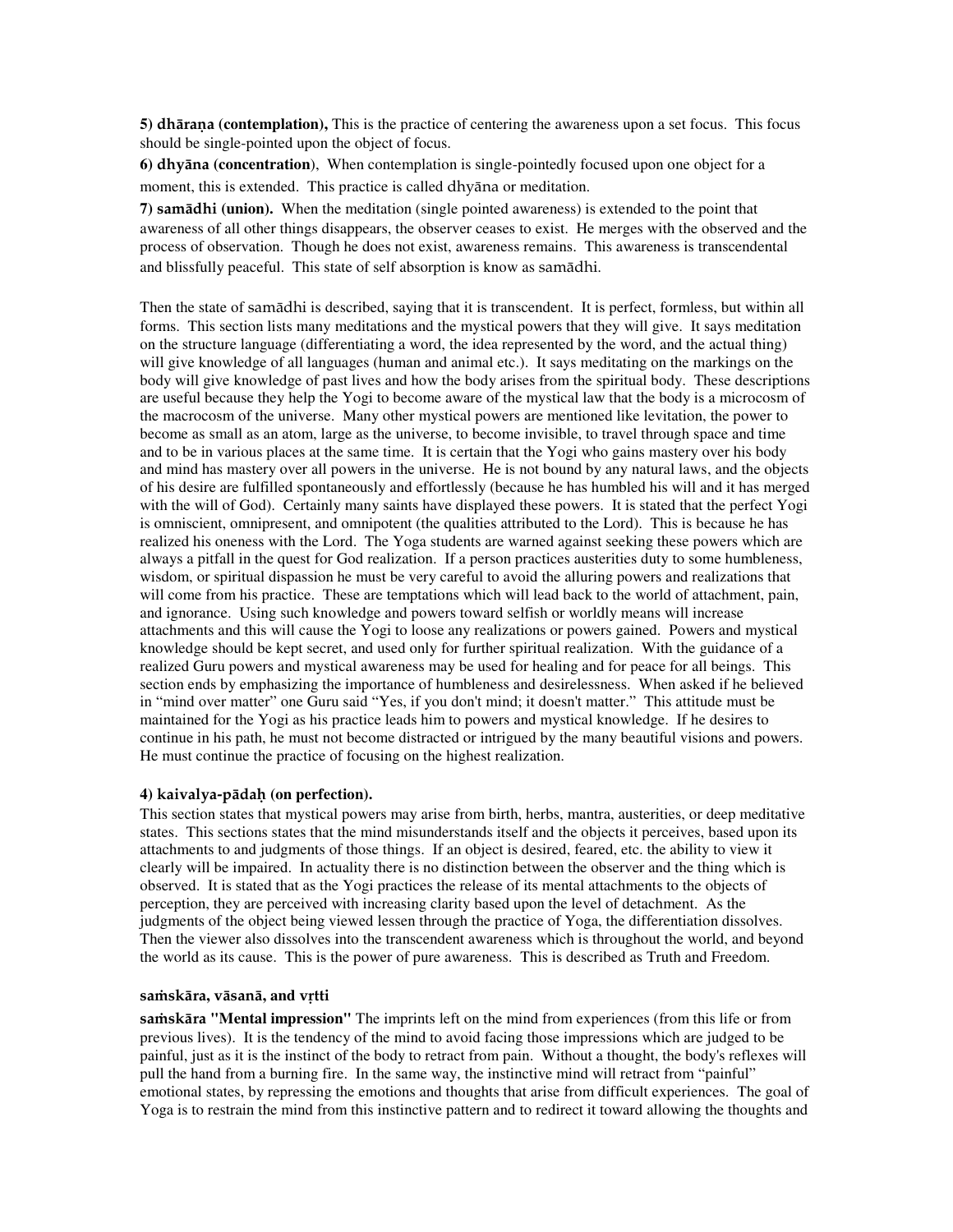**5) dhāraṇa (contemplation),** This is the practice of centering the awareness upon a set focus. This focus should be single-pointed upon the object of focus.

**6) dhyāna (concentration**), When contemplation is single-pointedly focused upon one object for a moment, this is extended. This practice is called dhyāna or meditation.

**7) samādhi (union).** When the meditation (single pointed awareness) is extended to the point that awareness of all other things disappears, the observer ceases to exist. He merges with the observed and the process of observation. Though he does not exist, awareness remains. This awareness is transcendental and blissfully peaceful. This state of self absorption is know as samādhi.

Then the state of samādhi is described, saying that it is transcendent. It is perfect, formless, but within all forms. This section lists many meditations and the mystical powers that they will give. It says meditation on the structure language (differentiating a word, the idea represented by the word, and the actual thing) will give knowledge of all languages (human and animal etc.). It says meditating on the markings on the body will give knowledge of past lives and how the body arises from the spiritual body. These descriptions are useful because they help the Yogi to become aware of the mystical law that the body is a microcosm of the macrocosm of the universe. Many other mystical powers are mentioned like levitation, the power to become as small as an atom, large as the universe, to become invisible, to travel through space and time and to be in various places at the same time. It is certain that the Yogi who gains mastery over his body and mind has mastery over all powers in the universe. He is not bound by any natural laws, and the objects of his desire are fulfilled spontaneously and effortlessly (because he has humbled his will and it has merged with the will of God). Certainly many saints have displayed these powers. It is stated that the perfect Yogi is omniscient, omnipresent, and omnipotent (the qualities attributed to the Lord). This is because he has realized his oneness with the Lord. The Yoga students are warned against seeking these powers which are always a pitfall in the quest for God realization. If a person practices austerities duty to some humbleness, wisdom, or spiritual dispassion he must be very careful to avoid the alluring powers and realizations that will come from his practice. These are temptations which will lead back to the world of attachment, pain, and ignorance. Using such knowledge and powers toward selfish or worldly means will increase attachments and this will cause the Yogi to loose any realizations or powers gained. Powers and mystical knowledge should be kept secret, and used only for further spiritual realization. With the guidance of a realized Guru powers and mystical awareness may be used for healing and for peace for all beings. This section ends by emphasizing the importance of humbleness and desirelessness. When asked if he believed in "mind over matter" one Guru said "Yes, if you don't mind; it doesn't matter." This attitude must be maintained for the Yogi as his practice leads him to powers and mystical knowledge. If he desires to continue in his path, he must not become distracted or intrigued by the many beautiful visions and powers. He must continue the practice of focusing on the highest realization.

#### 4) kaivalya-pādaḥ (on perfection).

This section states that mystical powers may arise from birth, herbs, mantra, austerities, or deep meditative states. This sections states that the mind misunderstands itself and the objects it perceives, based upon its attachments to and judgments of those things. If an object is desired, feared, etc. the ability to view it clearly will be impaired. In actuality there is no distinction between the observer and the thing which is observed. It is stated that as the Yogi practices the release of its mental attachments to the objects of perception, they are perceived with increasing clarity based upon the level of detachment. As the judgments of the object being viewed lessen through the practice of Yoga, the differentiation dissolves. Then the viewer also dissolves into the transcendent awareness which is throughout the world, and beyond the world as its cause. This is the power of pure awareness. This is described as Truth and Freedom.

#### saṁskāra, vāsanā, and vṛtti

**saṁskāra "Mental impression"** The imprints left on the mind from experiences (from this life or from previous lives). It is the tendency of the mind to avoid facing those impressions which are judged to be painful, just as it is the instinct of the body to retract from pain. Without a thought, the body's reflexes will pull the hand from a burning fire. In the same way, the instinctive mind will retract from "painful" emotional states, by repressing the emotions and thoughts that arise from difficult experiences. The goal of Yoga is to restrain the mind from this instinctive pattern and to redirect it toward allowing the thoughts and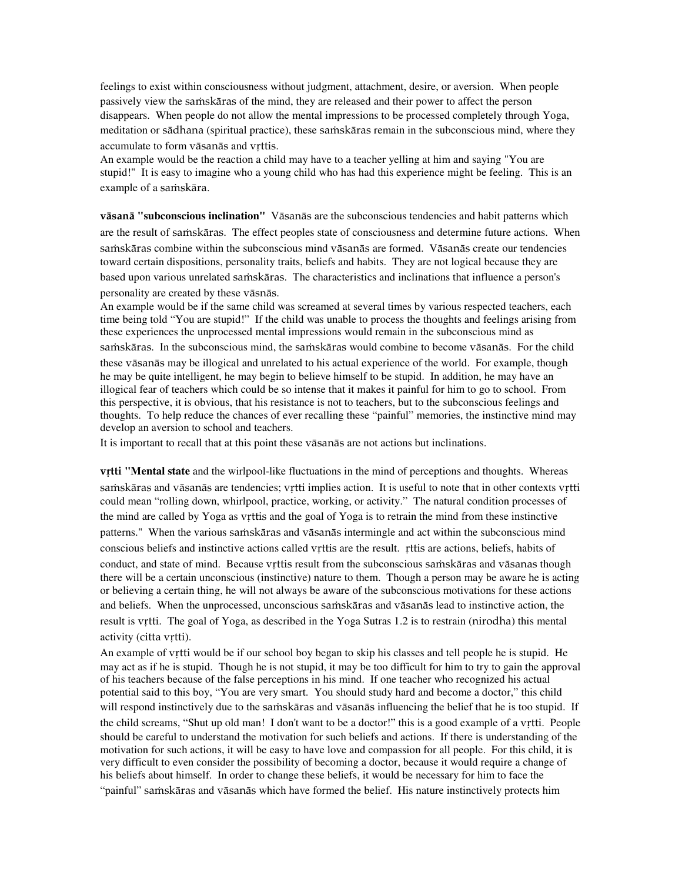feelings to exist within consciousness without judgment, attachment, desire, or aversion. When people passively view the saṁskāras of the mind, they are released and their power to affect the person disappears. When people do not allow the mental impressions to be processed completely through Yoga, meditation or sādhana (spiritual practice), these saṁskāras remain in the subconscious mind, where they accumulate to form vāsanās and vṛttis.
An example would be the reaction a child may have to a teacher yelling at him and saying "You are stupid!" It is easy to imagine who a young child who has had this experience might be feeling. This is an example of a saṁskāra.

**vāsanā "subconscious inclination"** Vāsanās are the subconscious tendencies and habit patterns which are the result of saṁskāras. The effect peoples state of consciousness and determine future actions. When saṁskāras combine within the subconscious mind vāsanās are formed. Vāsanās create our tendencies toward certain dispositions, personality traits, beliefs and habits. They are not logical because they are based upon various unrelated saṁskāras. The characteristics and inclinations that influence a person's personality are created by these vāsnās.
An example would be if the same child was screamed at several times by various respected teachers, each time being told "You are stupid!" If the child was unable to process the thoughts and feelings arising from these experiences the unprocessed mental impressions would remain in the subconscious mind as saṁskāras. In the subconscious mind, the saṁskāras would combine to become vāsanās. For the child these vāsanās may be illogical and unrelated to his actual experience of the world. For example, though he may be quite intelligent, he may begin to believe himself to be stupid. In addition, he may have an illogical fear of teachers which could be so intense that it makes it painful for him to go to school. From this perspective, it is obvious, that his resistance is not to teachers, but to the subconscious feelings and thoughts. To help reduce the chances of ever recalling these "painful" memories, the instinctive mind may develop an aversion to school and teachers.
It is important to recall that at this point these vāsanās are not actions but inclinations.

**vṛtti "Mental state** and the wirlpool-like fluctuations in the mind of perceptions and thoughts. Whereas saṁskāras and vāsanās are tendencies; vṛtti implies action. It is useful to note that in other contexts vṛtti could mean "rolling down, whirlpool, practice, working, or activity." The natural condition processes of the mind are called by Yoga as vṛttis and the goal of Yoga is to retrain the mind from these instinctive patterns." When the various saṁskāras and vāsanās intermingle and act within the subconscious mind conscious beliefs and instinctive actions called vṛttis are the result. ṛttis are actions, beliefs, habits of conduct, and state of mind. Because vṛttis result from the subconscious saṁskāras and vāsanas though there will be a certain unconscious (instinctive) nature to them. Though a person may be aware he is acting or believing a certain thing, he will not always be aware of the subconscious motivations for these actions and beliefs. When the unprocessed, unconscious saṁskāras and vāsanās lead to instinctive action, the result is vṛtti. The goal of Yoga, as described in the Yoga Sutras 1.2 is to restrain (nirodha) this mental activity (citta vṛtti).
An example of vṛtti would be if our school boy began to skip his classes and tell people he is stupid. He may act as if he is stupid. Though he is not stupid, it may be too difficult for him to try to gain the approval of his teachers because of the false perceptions in his mind. If one teacher who recognized his actual potential said to this boy, "You are very smart. You should study hard and become a doctor," this child will respond instinctively due to the saṁskāras and vāsanās influencing the belief that he is too stupid. If the child screams, "Shut up old man! I don't want to be a doctor!" this is a good example of a vṛtti. People should be careful to understand the motivation for such beliefs and actions. If there is understanding of the motivation for such actions, it will be easy to have love and compassion for all people. For this child, it is very difficult to even consider the possibility of becoming a doctor, because it would require a change of his beliefs about himself. In order to change these beliefs, it would be necessary for him to face the "painful" saṁskāras and vāsanās which have formed the belief. His nature instinctively protects him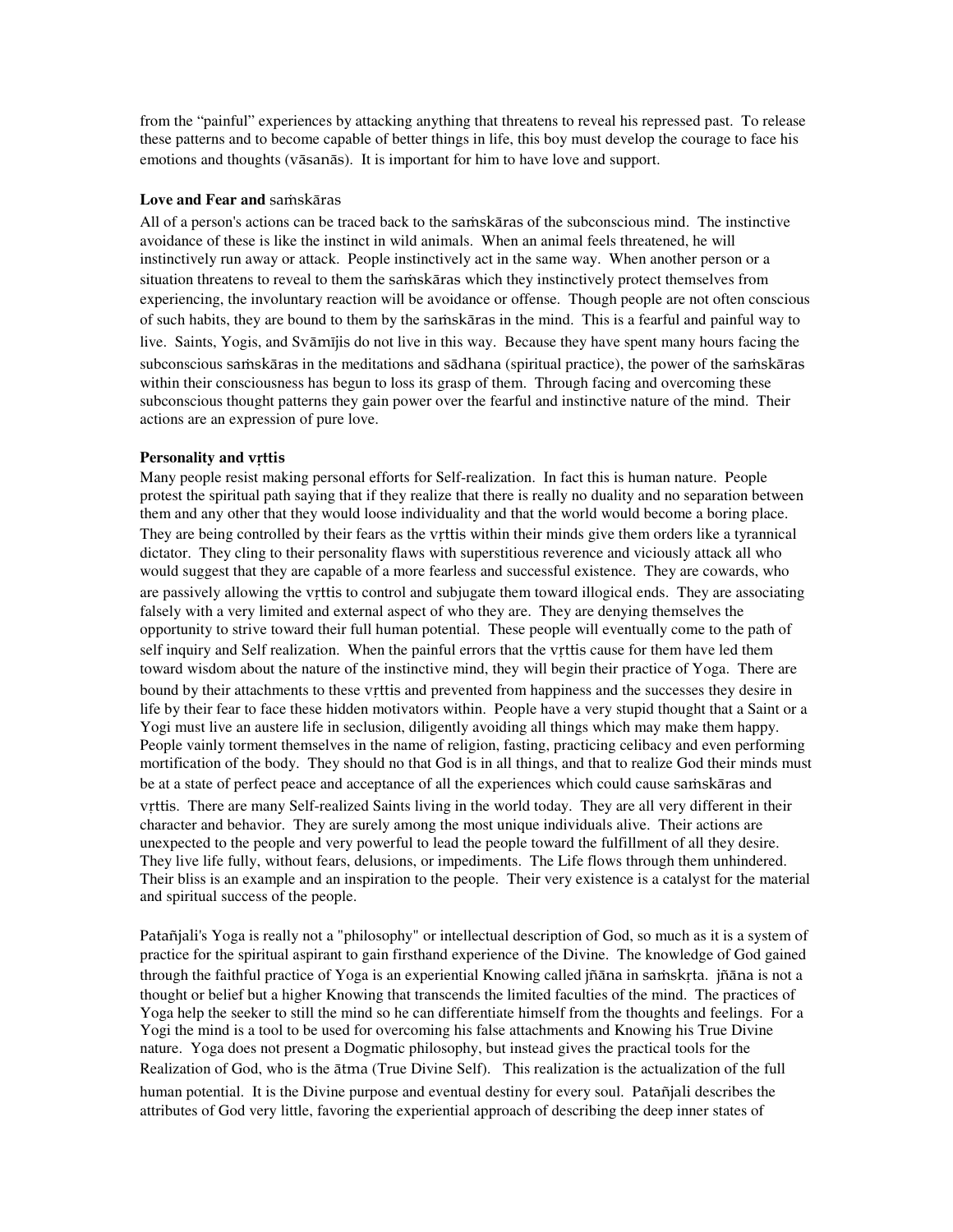from the "painful" experiences by attacking anything that threatens to reveal his repressed past. To release these patterns and to become capable of better things in life, this boy must develop the courage to face his emotions and thoughts (vāsanās). It is important for him to have love and support.

### Love and Fear and saṁskāras

All of a person's actions can be traced back to the saṁskāras of the subconscious mind. The instinctive avoidance of these is like the instinct in wild animals. When an animal feels threatened, he will instinctively run away or attack. People instinctively act in the same way. When another person or a situation threatens to reveal to them the saṁskāras which they instinctively protect themselves from experiencing, the involuntary reaction will be avoidance or offense. Though people are not often conscious of such habits, they are bound to them by the saṁskāras in the mind. This is a fearful and painful way to live. Saints, Yogis, and Svāmījis do not live in this way. Because they have spent many hours facing the subconscious saṁskāras in the meditations and sādhana (spiritual practice), the power of the saṁskāras within their consciousness has begun to loss its grasp of them. Through facing and overcoming these subconscious thought patterns they gain power over the fearful and instinctive nature of the mind. Their actions are an expression of pure love.

### Personality and vṛttis

Many people resist making personal efforts for Self-realization. In fact this is human nature. People protest the spiritual path saying that if they realize that there is really no duality and no separation between them and any other that they would loose individuality and that the world would become a boring place. They are being controlled by their fears as the vṛttis within their minds give them orders like a tyrannical dictator. They cling to their personality flaws with superstitious reverence and viciously attack all who would suggest that they are capable of a more fearless and successful existence. They are cowards, who are passively allowing the vṛttis to control and subjugate them toward illogical ends. They are associating falsely with a very limited and external aspect of who they are. They are denying themselves the opportunity to strive toward their full human potential. These people will eventually come to the path of self inquiry and Self realization. When the painful errors that the vṛttis cause for them have led them toward wisdom about the nature of the instinctive mind, they will begin their practice of Yoga. There are bound by their attachments to these vṛttis and prevented from happiness and the successes they desire in life by their fear to face these hidden motivators within. People have a very stupid thought that a Saint or a Yogi must live an austere life in seclusion, diligently avoiding all things which may make them happy. People vainly torment themselves in the name of religion, fasting, practicing celibacy and even performing mortification of the body. They should no that God is in all things, and that to realize God their minds must be at a state of perfect peace and acceptance of all the experiences which could cause saṁskāras and vṛttis. There are many Self-realized Saints living in the world today. They are all very different in their character and behavior. They are surely among the most unique individuals alive. Their actions are unexpected to the people and very powerful to lead the people toward the fulfillment of all they desire. They live life fully, without fears, delusions, or impediments. The Life flows through them unhindered. Their bliss is an example and an inspiration to the people. Their very existence is a catalyst for the material and spiritual success of the people.

Patañjali's Yoga is really not a "philosophy" or intellectual description of God, so much as it is a system of practice for the spiritual aspirant to gain firsthand experience of the Divine. The knowledge of God gained through the faithful practice of Yoga is an experiential Knowing called jñāna in saṁskṛta. jñāna is not a thought or belief but a higher Knowing that transcends the limited faculties of the mind. The practices of Yoga help the seeker to still the mind so he can differentiate himself from the thoughts and feelings. For a Yogi the mind is a tool to be used for overcoming his false attachments and Knowing his True Divine nature. Yoga does not present a Dogmatic philosophy, but instead gives the practical tools for the Realization of God, who is the ātma (True Divine Self). This realization is the actualization of the full human potential. It is the Divine purpose and eventual destiny for every soul. Patañjali describes the attributes of God very little, favoring the experiential approach of describing the deep inner states of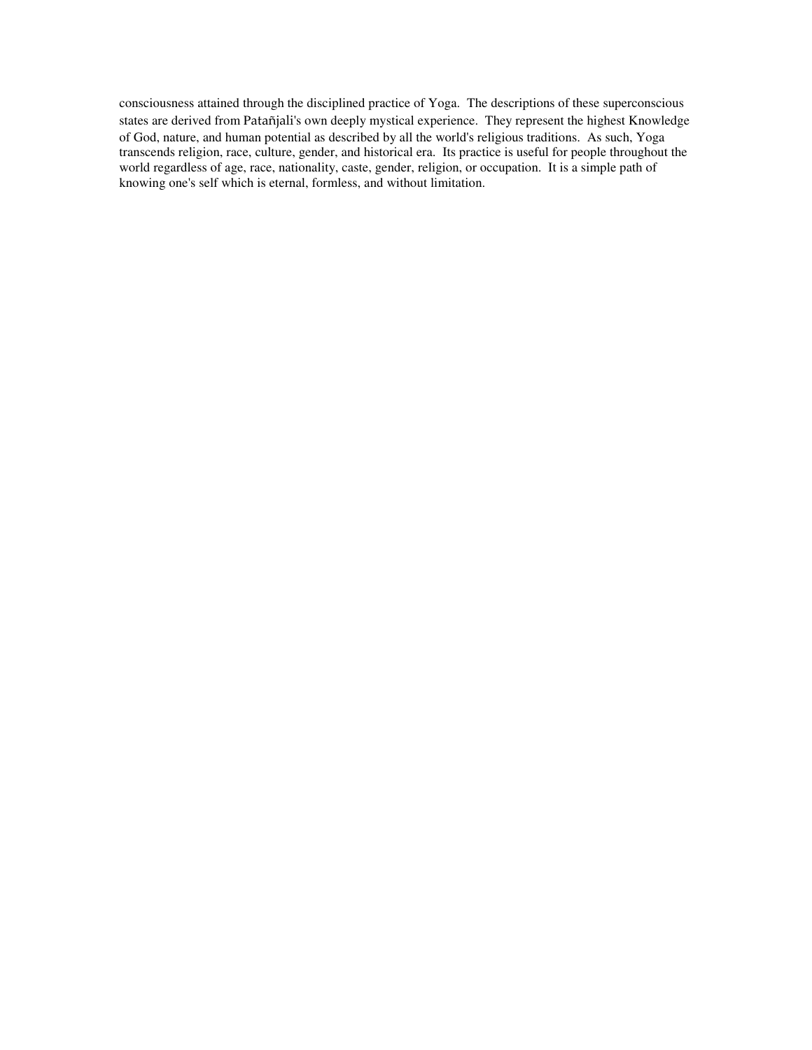consciousness attained through the disciplined practice of Yoga. The descriptions of these superconscious states are derived from Patañjali's own deeply mystical experience. They represent the highest Knowledge of God, nature, and human potential as described by all the world's religious traditions. As such, Yoga transcends religion, race, culture, gender, and historical era. Its practice is useful for people throughout the world regardless of age, race, nationality, caste, gender, religion, or occupation. It is a simple path of knowing one's self which is eternal, formless, and without limitation.